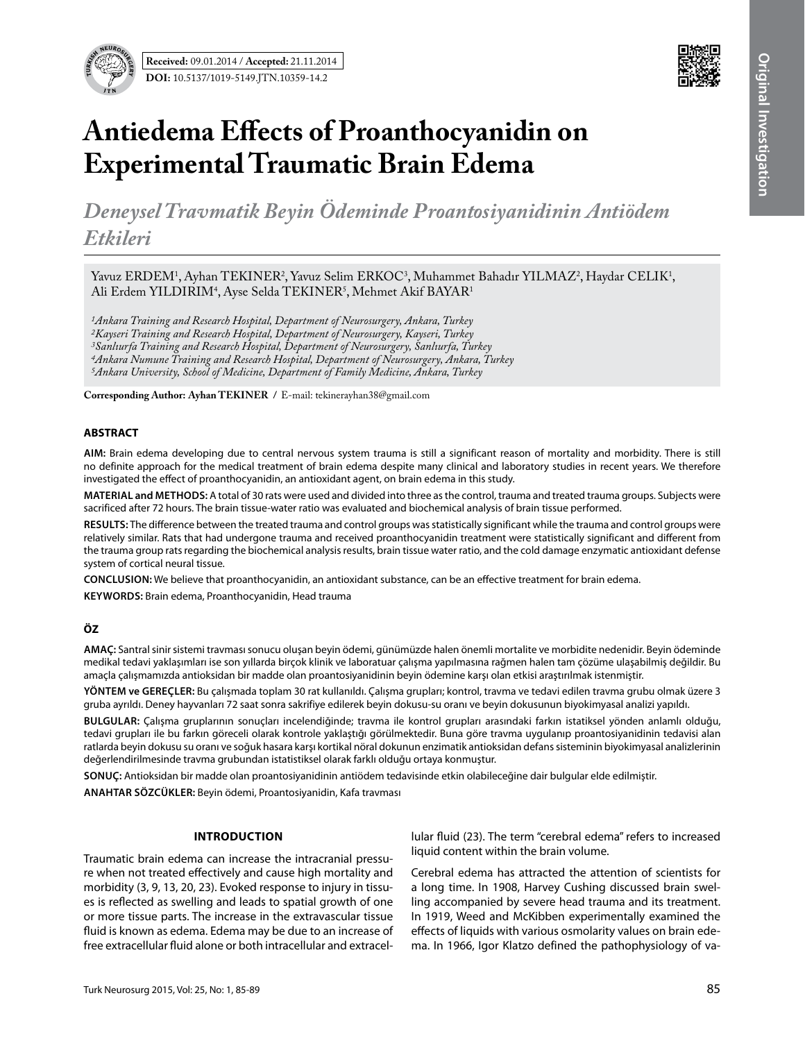**Received:** 09.01.2014 / **Accepted:** 21.11.2014

**DOI:** 10.5137/1019-5149.JTN.10359-14.2

# Antiedema Effects of Proanthocyanidin on Experimental Traumatic Brain Edema

## *Deneysel Travmatik Beyin Ödeminde Proantosiyanidinin Antiödem Etkileri*

Yavuz ERDEM[1], Ayhan TEKINER[2], Yavuz Selim ERKOC[3], Muhammet Bahadır YILMAZ[2], Haydar CELIK[1], Ali Erdem YILDIRIM[4], Ayse Selda TEKINER[5], Mehmet Akif BAYAR[1]

*[1]Ankara Training and Research Hospital, Department of Neurosurgery, Ankara, Turkey*
*[2]Kayseri Training and Research Hospital, Department of Neurosurgery, Kayseri, Turkey*
*[3]Sanlıurfa Training and Research Hospital, Department of Neurosurgery, Sanlıurfa, Turkey*
*[4]Ankara Numune Training and Research Hospital, Department of Neurosurgery, Ankara, Turkey*
*[5]Ankara University, School of Medicine, Department of Family Medicine, Ankara, Turkey*

**Corresponding Author: Ayhan TEKINER** / E-mail: tekinerayhan38@gmail.com

### ABSTRACT

**AIM:** Brain edema developing due to central nervous system trauma is still a significant reason of mortality and morbidity. There is still no definite approach for the medical treatment of brain edema despite many clinical and laboratory studies in recent years. We therefore investigated the effect of proanthocyanidin, an antioxidant agent, on brain edema in this study.

**MATERIAL and METHODS:** A total of 30 rats were used and divided into three as the control, trauma and treated trauma groups. Subjects were sacrificed after 72 hours. The brain tissue-water ratio was evaluated and biochemical analysis of brain tissue performed.

**RESULTS:** The difference between the treated trauma and control groups was statistically significant while the trauma and control groups were relatively similar. Rats that had undergone trauma and received proanthocyanidin treatment were statistically significant and different from the trauma group rats regarding the biochemical analysis results, brain tissue water ratio, and the cold damage enzymatic antioxidant defense system of cortical neural tissue.

**CONCLUSION:** We believe that proanthocyanidin, an antioxidant substance, can be an effective treatment for brain edema.

**KEYWORDS:** Brain edema, Proanthocyanidin, Head trauma

### ÖZ

**AMAÇ:** Santral sinir sistemi travması sonucu oluşan beyin ödemi, günümüzde halen önemli mortalite ve morbidite nedenidir. Beyin ödeminde medikal tedavi yaklaşımları ise son yıllarda birçok klinik ve laboratuar çalışma yapılmasına rağmen halen tam çözüme ulaşabilmiş değildir. Bu amaçla çalışmamızda antioksidan bir madde olan proantosiyanidinin beyin ödemine karşı olan etkisi araştırılmak istenmiştir.

**YÖNTEM ve GEREÇLER:** Bu çalışmada toplam 30 rat kullanıldı. Çalışma grupları; kontrol, travma ve tedavi edilen travma grubu olmak üzere 3 gruba ayrıldı. Deney hayvanları 72 saat sonra sakrifiye edilerek beyin dokusu-su oranı ve beyin dokusunun biyokimyasal analizi yapıldı.

**BULGULAR:** Çalışma gruplarının sonuçları incelendiğinde; travma ile kontrol grupları arasındaki farkın istatiksel yönden anlamlı olduğu, tedavi grupları ile bu farkın göreceli olarak kontrole yaklaştığı görülmektedir. Buna göre travma uygulanıp proantosiyanidinin tedavisi alan ratlarda beyin dokusu su oranı ve soğuk hasara karşı kortikal nöral dokunun enzimatik antioksidan defans sisteminin biyokimyasal analizlerinin değerlendirilmesinde travma grubundan istatistiksel olarak farklı olduğu ortaya konmuştur.

**SONUÇ:** Antioksidan bir madde olan proantosiyanidinin antiödem tedavisinde etkin olabileceğine dair bulgular elde edilmiştir.

**ANAHTAR SÖZCÜKLER:** Beyin ödemi, Proantosiyanidin, Kafa travması

### INTRODUCTION

Traumatic brain edema can increase the intracranial pressure when not treated effectively and cause high mortality and morbidity (3, 9, 13, 20, 23). Evoked response to injury in tissues is reflected as swelling and leads to spatial growth of one or more tissue parts. The increase in the extravascular tissue fluid is known as edema. Edema may be due to an increase of free extracellular fluid alone or both intracellular and extracellular fluid (23). The term "cerebral edema" refers to increased liquid content within the brain volume.

Cerebral edema has attracted the attention of scientists for a long time. In 1908, Harvey Cushing discussed brain swelling accompanied by severe head trauma and its treatment. In 1919, Weed and McKibben experimentally examined the effects of liquids with various osmolarity values on brain edema. In 1966, Igor Klatzo defined the pathophysiology of va-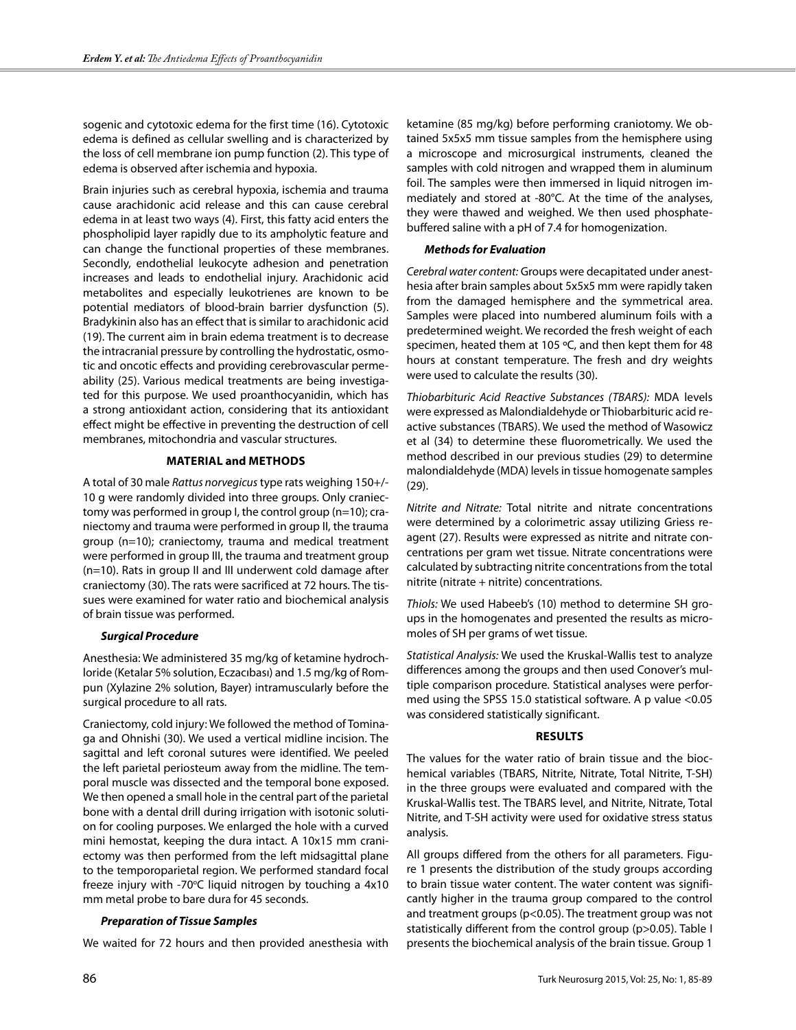sogenic and cytotoxic edema for the first time (16). Cytotoxic edema is defined as cellular swelling and is characterized by the loss of cell membrane ion pump function (2). This type of edema is observed after ischemia and hypoxia.

Brain injuries such as cerebral hypoxia, ischemia and trauma cause arachidonic acid release and this can cause cerebral edema in at least two ways (4). First, this fatty acid enters the phospholipid layer rapidly due to its ampholytic feature and can change the functional properties of these membranes. Secondly, endothelial leukocyte adhesion and penetration increases and leads to endothelial injury. Arachidonic acid metabolites and especially leukotrienes are known to be potential mediators of blood-brain barrier dysfunction (5). Bradykinin also has an effect that is similar to arachidonic acid (19). The current aim in brain edema treatment is to decrease the intracranial pressure by controlling the hydrostatic, osmotic and oncotic effects and providing cerebrovascular permeability (25). Various medical treatments are being investigated for this purpose. We used proanthocyanidin, which has a strong antioxidant action, considering that its antioxidant effect might be effective in preventing the destruction of cell membranes, mitochondria and vascular structures.

## MATERIAL and METHODS

A total of 30 male *Rattus norvegicus* type rats weighing 150+/-10 g were randomly divided into three groups. Only craniectomy was performed in group I, the control group (n=10); craniectomy and trauma were performed in group II, the trauma group (n=10); craniectomy, trauma and medical treatment were performed in group III, the trauma and treatment group (n=10). Rats in group II and III underwent cold damage after craniectomy (30). The rats were sacrificed at 72 hours. The tissues were examined for water ratio and biochemical analysis of brain tissue was performed.

### *Surgical Procedure*

Anesthesia: We administered 35 mg/kg of ketamine hydrochloride (Ketalar 5% solution, Eczacıbası) and 1.5 mg/kg of Rompun (Xylazine 2% solution, Bayer) intramuscularly before the surgical procedure to all rats.

Craniectomy, cold injury: We followed the method of Tominaga and Ohnishi (30). We used a vertical midline incision. The sagittal and left coronal sutures were identified. We peeled the left parietal periosteum away from the midline. The temporal muscle was dissected and the temporal bone exposed. We then opened a small hole in the central part of the parietal bone with a dental drill during irrigation with isotonic solution for cooling purposes. We enlarged the hole with a curved mini hemostat, keeping the dura intact. A 10x15 mm craniectomy was then performed from the left midsagittal plane to the temporoparietal region. We performed standard focal freeze injury with -70ºC liquid nitrogen by touching a 4x10 mm metal probe to bare dura for 45 seconds.

### *Preparation of Tissue Samples*

We waited for 72 hours and then provided anesthesia with ketamine (85 mg/kg) before performing craniotomy. We obtained 5x5x5 mm tissue samples from the hemisphere using a microscope and microsurgical instruments, cleaned the samples with cold nitrogen and wrapped them in aluminum foil. The samples were then immersed in liquid nitrogen immediately and stored at -80°C. At the time of the analyses, they were thawed and weighed. We then used phosphate-buffered saline with a pH of 7.4 for homogenization.

### *Methods for Evaluation*

*Cerebral water content:* Groups were decapitated under anesthesia after brain samples about 5x5x5 mm were rapidly taken from the damaged hemisphere and the symmetrical area. Samples were placed into numbered aluminum foils with a predetermined weight. We recorded the fresh weight of each specimen, heated them at 105 ºC, and then kept them for 48 hours at constant temperature. The fresh and dry weights were used to calculate the results (30).

*Thiobarbituric Acid Reactive Substances (TBARS):* MDA levels were expressed as Malondialdehyde or Thiobarbituric acid reactive substances (TBARS). We used the method of Wasowicz et al (34) to determine these fluorometrically. We used the method described in our previous studies (29) to determine malondialdehyde (MDA) levels in tissue homogenate samples (29).

*Nitrite and Nitrate:* Total nitrite and nitrate concentrations were determined by a colorimetric assay utilizing Griess reagent (27). Results were expressed as nitrite and nitrate concentrations per gram wet tissue. Nitrate concentrations were calculated by subtracting nitrite concentrations from the total nitrite (nitrate + nitrite) concentrations.

*Thiols:* We used Habeeb's (10) method to determine SH groups in the homogenates and presented the results as micromoles of SH per grams of wet tissue.

*Statistical Analysis:* We used the Kruskal-Wallis test to analyze differences among the groups and then used Conover's multiple comparison procedure. Statistical analyses were performed using the SPSS 15.0 statistical software. A p value <0.05 was considered statistically significant.

## RESULTS

The values for the water ratio of brain tissue and the biochemical variables (TBARS, Nitrite, Nitrate, Total Nitrite, T-SH) in the three groups were evaluated and compared with the Kruskal-Wallis test. The TBARS level, and Nitrite, Nitrate, Total Nitrite, and T-SH activity were used for oxidative stress status analysis.

All groups differed from the others for all parameters. Figure 1 presents the distribution of the study groups according to brain tissue water content. The water content was significantly higher in the trauma group compared to the control and treatment groups ($p<0.05$). The treatment group was not statistically different from the control group ($p>0.05$). Table I presents the biochemical analysis of the brain tissue. Group 1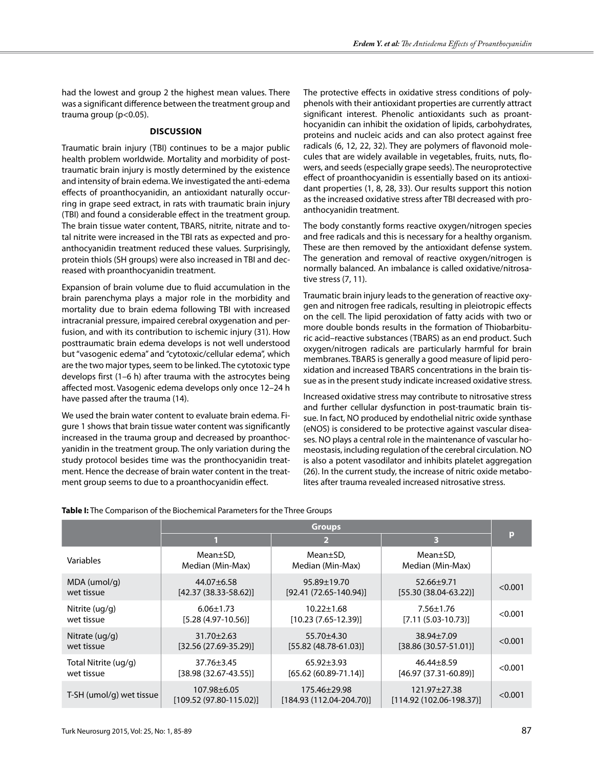had the lowest and group 2 the highest mean values. There was a significant difference between the treatment group and trauma group ($p<0.05$).

## DISCUSSION

Traumatic brain injury (TBI) continues to be a major public health problem worldwide. Mortality and morbidity of post-traumatic brain injury is mostly determined by the existence and intensity of brain edema. We investigated the anti-edema effects of proanthocyanidin, an antioxidant naturally occurring in grape seed extract, in rats with traumatic brain injury (TBI) and found a considerable effect in the treatment group. The brain tissue water content, TBARS, nitrite, nitrate and total nitrite were increased in the TBI rats as expected and proanthocyanidin treatment reduced these values. Surprisingly, protein thiols (SH groups) were also increased in TBI and decreased with proanthocyanidin treatment.

Expansion of brain volume due to fluid accumulation in the brain parenchyma plays a major role in the morbidity and mortality due to brain edema following TBI with increased intracranial pressure, impaired cerebral oxygenation and perfusion, and with its contribution to ischemic injury (31). How posttraumatic brain edema develops is not well understood but "vasogenic edema" and "cytotoxic/cellular edema", which are the two major types, seem to be linked. The cytotoxic type develops first (1–6 h) after trauma with the astrocytes being affected most. Vasogenic edema develops only once 12–24 h have passed after the trauma (14).

We used the brain water content to evaluate brain edema. Figure 1 shows that brain tissue water content was significantly increased in the trauma group and decreased by proanthocyanidin in the treatment group. The only variation during the study protocol besides time was the pronthocyanidin treatment. Hence the decrease of brain water content in the treatment group seems to due to a proanthocyanidin effect.

The protective effects in oxidative stress conditions of polyphenols with their antioxidant properties are currently attract significant interest. Phenolic antioxidants such as proanthocyanidin can inhibit the oxidation of lipids, carbohydrates, proteins and nucleic acids and can also protect against free radicals (6, 12, 22, 32). They are polymers of flavonoid molecules that are widely available in vegetables, fruits, nuts, flowers, and seeds (especially grape seeds). The neuroprotective effect of proanthocyanidin is essentially based on its antioxidant properties (1, 8, 28, 33). Our results support this notion as the increased oxidative stress after TBI decreased with proanthocyanidin treatment.

The body constantly forms reactive oxygen/nitrogen species and free radicals and this is necessary for a healthy organism. These are then removed by the antioxidant defense system. The generation and removal of reactive oxygen/nitrogen is normally balanced. An imbalance is called oxidative/nitrosative stress (7, 11).

Traumatic brain injury leads to the generation of reactive oxygen and nitrogen free radicals, resulting in pleiotropic effects on the cell. The lipid peroxidation of fatty acids with two or more double bonds results in the formation of Thiobarbituric acid–reactive substances (TBARS) as an end product. Such oxygen/nitrogen radicals are particularly harmful for brain membranes. TBARS is generally a good measure of lipid peroxidation and increased TBARS concentrations in the brain tissue as in the present study indicate increased oxidative stress.

Increased oxidative stress may contribute to nitrosative stress and further cellular dysfunction in post-traumatic brain tissue. In fact, NO produced by endothelial nitric oxide synthase (eNOS) is considered to be protective against vascular diseases. NO plays a central role in the maintenance of vascular homeostasis, including regulation of the cerebral circulation. NO is also a potent vasodilator and inhibits platelet aggregation (26). In the current study, the increase of nitric oxide metabolites after trauma revealed increased nitrosative stress.

**Table I:** The Comparison of the Biochemical Parameters for the Three Groups

| | Groups | | | p |
|---|---|---|---|---|
| | 1 | 2 | 3 | |
| Variables | Mean±SD, Median (Min-Max) | Mean±SD, Median (Min-Max) | Mean±SD, Median (Min-Max) | |
| MDA (umol/g) wet tissue | 44.07±6.58 [42.37 (38.33-58.62)] | 95.89±19.70 [92.41 (72.65-140.94)] | 52.66±9.71 [55.30 (38.04-63.22)] | <0.001 |
| Nitrite (ug/g) wet tissue | 6.06±1.73 [5.28 (4.97-10.56)] | 10.22±1.68 [10.23 (7.65-12.39)] | 7.56±1.76 [7.11 (5.03-10.73)] | <0.001 |
| Nitrate (ug/g) wet tissue | 31.70±2.63 [32.56 (27.69-35.29)] | 55.70±4.30 [55.82 (48.78-61.03)] | 38.94±7.09 [38.86 (30.57-51.01)] | <0.001 |
| Total Nitrite (ug/g) wet tissue | 37.76±3.45 [38.98 (32.67-43.55)] | 65.92±3.93 [65.62 (60.89-71.14)] | 46.44±8.59 [46.97 (37.31-60.89)] | <0.001 |
| T-SH (umol/g) wet tissue | 107.98±6.05 [109.52 (97.80-115.02)] | 175.46±29.98 [184.93 (112.04-204.70)] | 121.97±27.38 [114.92 (102.06-198.37)] | <0.001 |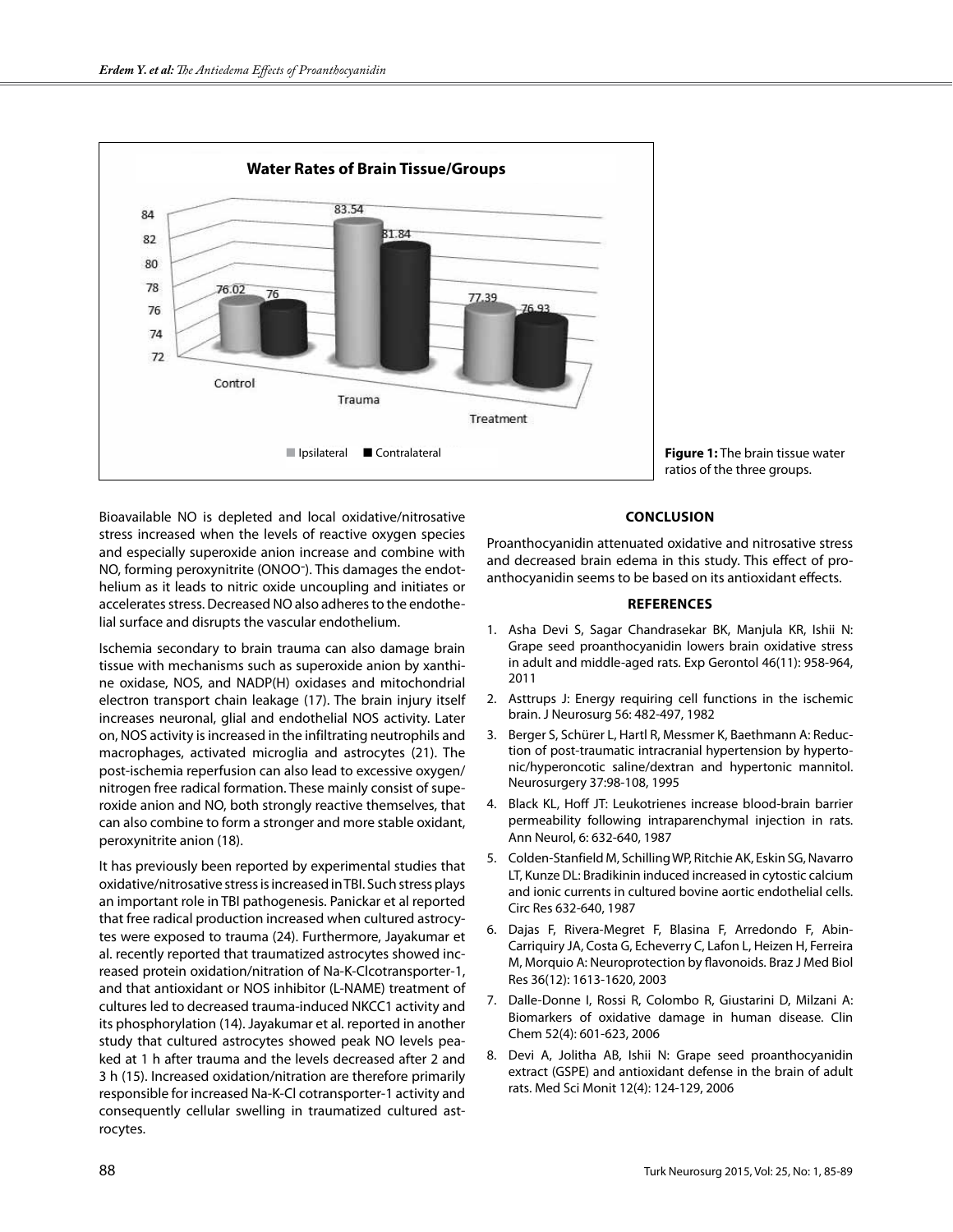**Figure 1:** The brain tissue water ratios of the three groups.

Bioavailable NO is depleted and local oxidative/nitrosative stress increased when the levels of reactive oxygen species and especially superoxide anion increase and combine with NO, forming peroxynitrite ($ONOO^-$). This damages the endothelium as it leads to nitric oxide uncoupling and initiates or accelerates stress. Decreased NO also adheres to the endothelial surface and disrupts the vascular endothelium.

Ischemia secondary to brain trauma can also damage brain tissue with mechanisms such as superoxide anion by xanthine oxidase, NOS, and NADP(H) oxidases and mitochondrial electron transport chain leakage (17). The brain injury itself increases neuronal, glial and endothelial NOS activity. Later on, NOS activity is increased in the infiltrating neutrophils and macrophages, activated microglia and astrocytes (21). The post-ischemia reperfusion can also lead to excessive oxygen/nitrogen free radical formation. These mainly consist of superoxide anion and NO, both strongly reactive themselves, that can also combine to form a stronger and more stable oxidant, peroxynitrite anion (18).

It has previously been reported by experimental studies that oxidative/nitrosative stress is increased in TBI. Such stress plays an important role in TBI pathogenesis. Panickar et al reported that free radical production increased when cultured astrocytes were exposed to trauma (24). Furthermore, Jayakumar et al. recently reported that traumatized astrocytes showed increased protein oxidation/nitration of Na-K-Clcotransporter-1, and that antioxidant or NOS inhibitor (L-NAME) treatment of cultures led to decreased trauma-induced NKCC1 activity and its phosphorylation (14). Jayakumar et al. reported in another study that cultured astrocytes showed peak NO levels peaked at 1 h after trauma and the levels decreased after 2 and 3 h (15). Increased oxidation/nitration are therefore primarily responsible for increased Na-K-Cl cotransporter-1 activity and consequently cellular swelling in traumatized cultured astrocytes.

## CONCLUSION

Proanthocyanidin attenuated oxidative and nitrosative stress and decreased brain edema in this study. This effect of proanthocyanidin seems to be based on its antioxidant effects.

## REFERENCES

1. Asha Devi S, Sagar Chandrasekar BK, Manjula KR, Ishii N: Grape seed proanthocyanidin lowers brain oxidative stress in adult and middle-aged rats. Exp Gerontol 46(11): 958-964, 2011
2. Asttrups J: Energy requiring cell functions in the ischemic brain. J Neurosurg 56: 482-497, 1982
3. Berger S, Schürer L, Hartl R, Messmer K, Baethmann A: Reduction of post-traumatic intracranial hypertension by hypertonic/hyperoncotic saline/dextran and hypertonic mannitol. Neurosurgery 37:98-108, 1995
4. Black KL, Hoff JT: Leukotrienes increase blood-brain barrier permeability following intraparenchymal injection in rats. Ann Neurol, 6: 632-640, 1987
5. Colden-Stanfield M, Schilling WP, Ritchie AK, Eskin SG, Navarro LT, Kunze DL: Bradikinin induced increased in cytostic calcium and ionic currents in cultured bovine aortic endothelial cells. Circ Res 632-640, 1987
6. Dajas F, Rivera-Megret F, Blasina F, Arredondo F, Abin-Carriquiry JA, Costa G, Echeverry C, Lafon L, Heizen H, Ferreira M, Morquio A: Neuroprotection by flavonoids. Braz J Med Biol Res 36(12): 1613-1620, 2003
7. Dalle-Donne I, Rossi R, Colombo R, Giustarini D, Milzani A: Biomarkers of oxidative damage in human disease. Clin Chem 52(4): 601-623, 2006
8. Devi A, Jolitha AB, Ishii N: Grape seed proanthocyanidin extract (GSPE) and antioxidant defense in the brain of adult rats. Med Sci Monit 12(4): 124-129, 2006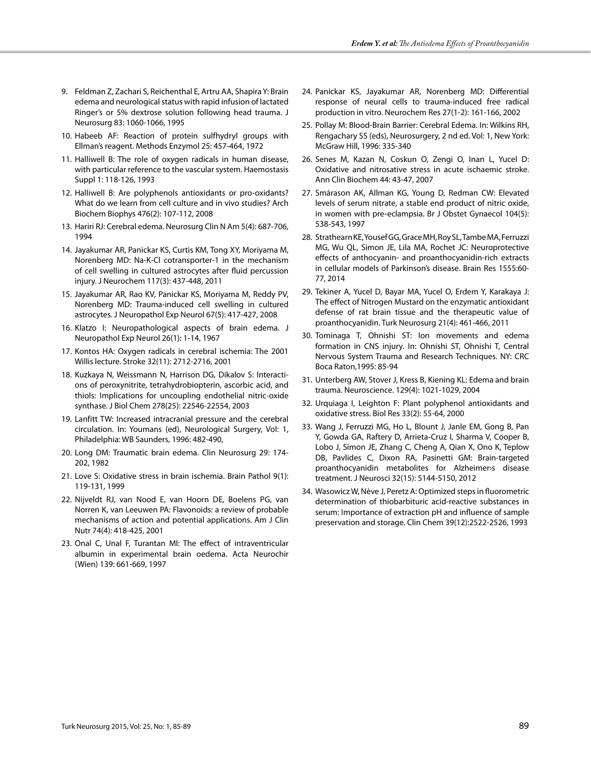9. Feldman Z, Zachari S, Reichenthal E, Artru AA, Shapira Y: Brain edema and neurological status with rapid infusion of lactated Ringer's or 5% dextrose solution following head trauma. J Neurosurg 83: 1060-1066, 1995
10. Habeeb AF: Reaction of protein sulfhydryl groups with Ellman's reagent. Methods Enzymol 25: 457-464, 1972
11. Halliwell B: The role of oxygen radicals in human disease, with particular reference to the vascular system. Haemostasis Suppl 1: 118-126, 1993
12. Halliwell B: Are polyphenols antioxidants or pro-oxidants? What do we learn from cell culture and in vivo studies? Arch Biochem Biophys 476(2): 107-112, 2008
13. Hariri RJ: Cerebral edema. Neurosurg Clin N Am 5(4): 687-706, 1994
14. Jayakumar AR, Panickar KS, Curtis KM, Tong XY, Moriyama M, Norenberg MD: Na-K-Cl cotransporter-1 in the mechanism of cell swelling in cultured astrocytes after fluid percussion injury. J Neurochem 117(3): 437-448, 2011
15. Jayakumar AR, Rao KV, Panickar KS, Moriyama M, Reddy PV, Norenberg MD: Trauma-induced cell swelling in cultured astrocytes. J Neuropathol Exp Neurol 67(5): 417-427, 2008
16. Klatzo I: Neuropathological aspects of brain edema. J Neuropathol Exp Neurol 26(1): 1-14, 1967
17. Kontos HA: Oxygen radicals in cerebral ischemia: The 2001 Willis lecture. Stroke 32(11): 2712-2716, 2001
18. Kuzkaya N, Weissmann N, Harrison DG, Dikalov S: Interactions of peroxynitrite, tetrahydrobiopterin, ascorbic acid, and thiols: Implications for uncoupling endothelial nitric-oxide synthase. J Biol Chem 278(25): 22546-22554, 2003
19. Lanfitt TW: Increased intracranial pressure and the cerebral circulation. In: Youmans (ed), Neurological Surgery, Vol: 1, Philadelphia: WB Saunders, 1996: 482-490,
20. Long DM: Traumatic brain edema. Clin Neurosurg 29: 174-202, 1982
21. Love S: Oxidative stress in brain ischemia. Brain Pathol 9(1): 119-131, 1999
22. Nijveldt RJ, van Nood E, van Hoorn DE, Boelens PG, van Norren K, van Leeuwen PA: Flavonoids: a review of probable mechanisms of action and potential applications. Am J Clin Nutr 74(4): 418-425, 2001
23. Onal C, Unal F, Turantan MI: The effect of intraventricular albumin in experimental brain oedema. Acta Neurochir (Wien) 139: 661-669, 1997
24. Panickar KS, Jayakumar AR, Norenberg MD: Differential response of neural cells to trauma-induced free radical production in vitro. Neurochem Res 27(1-2): 161-166, 2002
25. Pollay M: Blood-Brain Barrier: Cerebral Edema. In: Wilkins RH, Rengachary SS (eds), Neurosurgery, 2 nd ed. Vol: 1, New York: McGraw Hill, 1996: 335-340
26. Senes M, Kazan N, Coskun O, Zengi O, Inan L, Yucel D: Oxidative and nitrosative stress in acute ischaemic stroke. Ann Clin Biochem 44: 43-47, 2007
27. Smárason AK, Allman KG, Young D, Redman CW: Elevated levels of serum nitrate, a stable end product of nitric oxide, in women with pre-eclampsia. Br J Obstet Gynaecol 104(5): 538-543, 1997
28. Strathearn KE, Yousef GG, Grace MH, Roy SL, Tambe MA, Ferruzzi MG, Wu QL, Simon JE, Lila MA, Rochet JC: Neuroprotective effects of anthocyanin- and proanthocyanidin-rich extracts in cellular models of Parkinson's disease. Brain Res 1555:60-77, 2014
29. Tekiner A, Yucel D, Bayar MA, Yucel O, Erdem Y, Karakaya J: The effect of Nitrogen Mustard on the enzymatic antioxidant defense of rat brain tissue and the therapeutic value of proanthocyanidin. Turk Neurosurg 21(4): 461-466, 2011
30. Tominaga T, Ohnishi ST: Ion movements and edema formation in CNS injury. In: Ohnishi ST, Ohnishi T, Central Nervous System Trauma and Research Techniques. NY: CRC Boca Raton,1995: 85-94
31. Unterberg AW, Stover J, Kress B, Kiening KL: Edema and brain trauma. Neuroscience. 129(4): 1021-1029, 2004
32. Urquiaga I, Leighton F: Plant polyphenol antioxidants and oxidative stress. Biol Res 33(2): 55-64, 2000
33. Wang J, Ferruzzi MG, Ho L, Blount J, Janle EM, Gong B, Pan Y, Gowda GA, Raftery D, Arrieta-Cruz I, Sharma V, Cooper B, Lobo J, Simon JE, Zhang C, Cheng A, Qian X, Ono K, Teplow DB, Pavlides C, Dixon RA, Pasinetti GM: Brain-targeted proanthocyanidin metabolites for Alzheimer›s disease treatment. J Neurosci 32(15): 5144-5150, 2012
34. Wasowicz W, Nève J, Peretz A: Optimized steps in fluorometric determination of thiobarbituric acid-reactive substances in serum: Importance of extraction pH and influence of sample preservation and storage. Clin Chem 39(12):2522-2526, 1993